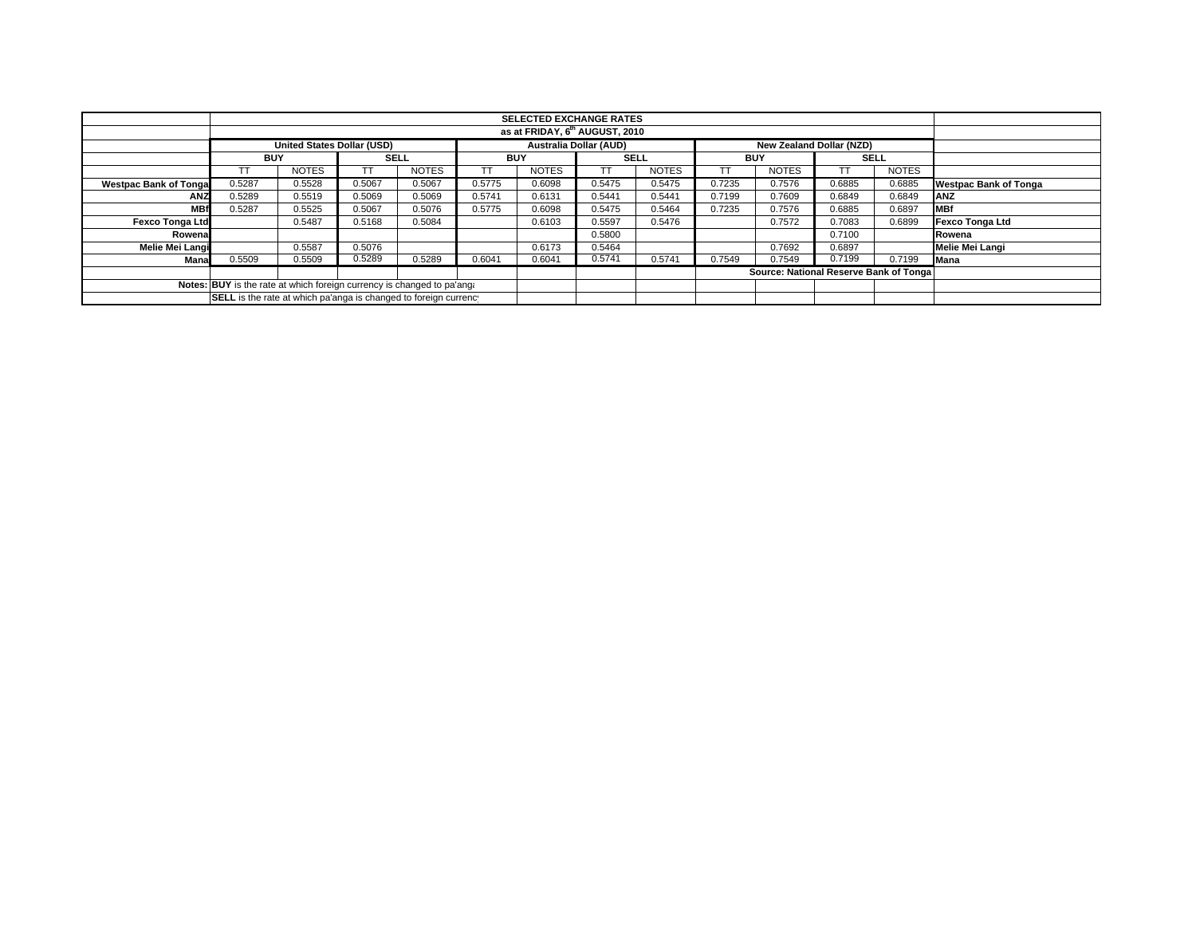| | SELECTED EXCHANGE RATES | | | | | | | | | | | | |
|---|---|---|---|---|---|---|---|---|---|---|---|---|---|
| | as at FRIDAY, 6th AUGUST, 2010 | | | | | | | | | | | | |
| | United States Dollar (USD) | | | | Australia Dollar (AUD) | | | | New Zealand Dollar (NZD) | | | | |
| | BUY | | SELL | | BUY | | SELL | | BUY | | SELL | | |
| | TT | NOTES | TT | NOTES | TT | NOTES | TT | NOTES | TT | NOTES | TT | NOTES | |
| **Westpac Bank of Tonga** | 0.5287 | 0.5528 | 0.5067 | 0.5067 | 0.5775 | 0.6098 | 0.5475 | 0.5475 | 0.7235 | 0.7576 | 0.6885 | 0.6885 | **Westpac Bank of Tonga** |
| **ANZ** | 0.5289 | 0.5519 | 0.5069 | 0.5069 | 0.5741 | 0.6131 | 0.5441 | 0.5441 | 0.7199 | 0.7609 | 0.6849 | 0.6849 | **ANZ** |
| **MBf** | 0.5287 | 0.5525 | 0.5067 | 0.5076 | 0.5775 | 0.6098 | 0.5475 | 0.5464 | 0.7235 | 0.7576 | 0.6885 | 0.6897 | **MBf** |
| **Fexco Tonga Ltd** | | 0.5487 | 0.5168 | 0.5084 | | 0.6103 | 0.5597 | 0.5476 | | 0.7572 | 0.7083 | 0.6899 | **Fexco Tonga Ltd** |
| **Rowena** | | | | | | | 0.5800 | | | | 0.7100 | | **Rowena** |
| **Melie Mei Langi** | | 0.5587 | 0.5076 | | | 0.6173 | 0.5464 | | | 0.7692 | 0.6897 | | **Melie Mei Langi** |
| **Mana** | 0.5509 | 0.5509 | 0.5289 | 0.5289 | 0.6041 | 0.6041 | 0.5741 | 0.5741 | 0.7549 | 0.7549 | 0.7199 | 0.7199 | **Mana** |
| | | | | | | | | | **Source: National Reserve Bank of Tonga** | | | | |
| **Notes:** | **BUY** is the rate at which foreign currency is changed to pa'anga | | | | | | | | | | | | |
| | **SELL** is the rate at which pa'anga is changed to foreign currency | | | | | | | | | | | | |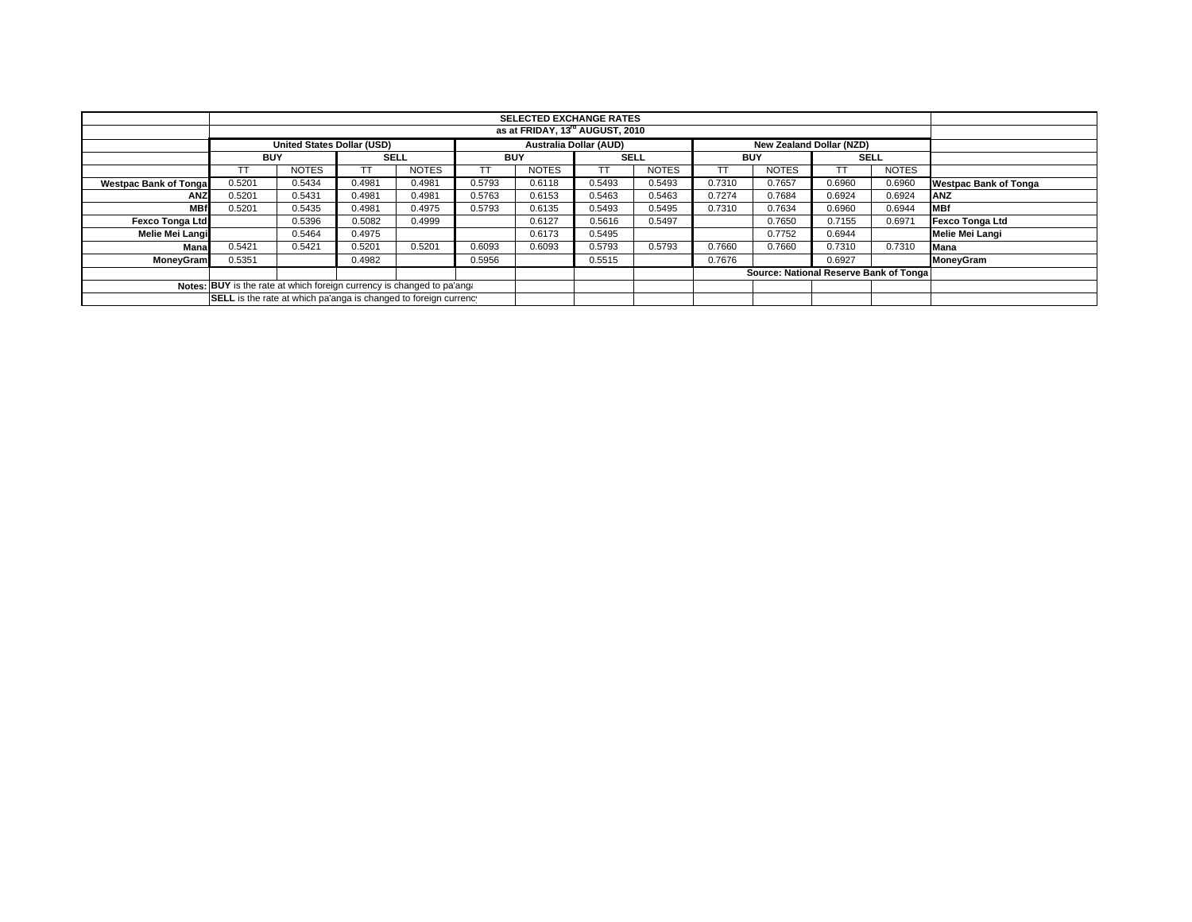| | SELECTED EXCHANGE RATES | | | | | | | | | | | | |
|---|---|---|---|---|---|---|---|---|---|---|---|---|---|
| | as at FRIDAY, 13th AUGUST, 2010 | | | | | | | | | | | | |
| | United States Dollar (USD) | | | | Australia Dollar (AUD) | | | | New Zealand Dollar (NZD) | | | | |
| | BUY | | SELL | | BUY | | SELL | | BUY | | SELL | | |
| | TT | NOTES | TT | NOTES | TT | NOTES | TT | NOTES | TT | NOTES | TT | NOTES | |
| **Westpac Bank of Tonga** | 0.5201 | 0.5434 | 0.4981 | 0.4981 | 0.5793 | 0.6118 | 0.5493 | 0.5493 | 0.7310 | 0.7657 | 0.6960 | 0.6960 | **Westpac Bank of Tonga** |
| **ANZ** | 0.5201 | 0.5431 | 0.4981 | 0.4981 | 0.5763 | 0.6153 | 0.5463 | 0.5463 | 0.7274 | 0.7684 | 0.6924 | 0.6924 | **ANZ** |
| **MBf** | 0.5201 | 0.5435 | 0.4981 | 0.4975 | 0.5793 | 0.6135 | 0.5493 | 0.5495 | 0.7310 | 0.7634 | 0.6960 | 0.6944 | **MBf** |
| **Fexco Tonga Ltd** | | 0.5396 | 0.5082 | 0.4999 | | 0.6127 | 0.5616 | 0.5497 | | 0.7650 | 0.7155 | 0.6971 | **Fexco Tonga Ltd** |
| **Melie Mei Langi** | | 0.5464 | 0.4975 | | | 0.6173 | 0.5495 | | | 0.7752 | 0.6944 | | **Melie Mei Langi** |
| **Mana** | 0.5421 | 0.5421 | 0.5201 | 0.5201 | 0.6093 | 0.6093 | 0.5793 | 0.5793 | 0.7660 | 0.7660 | 0.7310 | 0.7310 | **Mana** |
| **MoneyGram** | 0.5351 | | 0.4982 | | 0.5956 | | 0.5515 | | 0.7676 | | 0.6927 | | **MoneyGram** |
| | | | | | | | | | **Source: National Reserve Bank of Tonga** | | | | |
| **Notes:** | **BUY** is the rate at which foreign currency is changed to pa'anga | | | | | | | | | | | | |
| | **SELL** is the rate at which pa'anga is changed to foreign currency | | | | | | | | | | | | |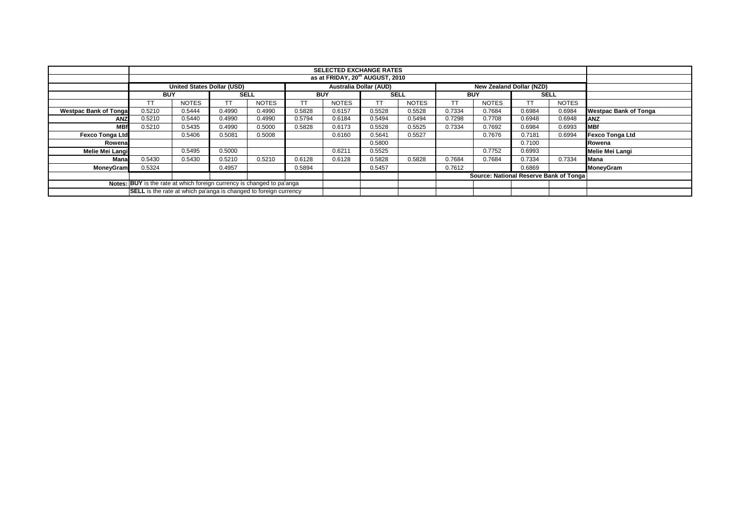| | SELECTED EXCHANGE RATES | | | | | | | | | | | | |
|---|---|---|---|---|---|---|---|---|---|---|---|---|---|
| | as at FRIDAY, 20th AUGUST, 2010 | | | | | | | | | | | | |
| | United States Dollar (USD) | | | | Australia Dollar (AUD) | | | | New Zealand Dollar (NZD) | | | | |
| | BUY | | SELL | | BUY | | SELL | | BUY | | SELL | | |
| | TT | NOTES | TT | NOTES | TT | NOTES | TT | NOTES | TT | NOTES | TT | NOTES | |
| **Westpac Bank of Tonga** | 0.5210 | 0.5444 | 0.4990 | 0.4990 | 0.5828 | 0.6157 | 0.5528 | 0.5528 | 0.7334 | 0.7684 | 0.6984 | 0.6984 | **Westpac Bank of Tonga** |
| **ANZ** | 0.5210 | 0.5440 | 0.4990 | 0.4990 | 0.5794 | 0.6184 | 0.5494 | 0.5494 | 0.7298 | 0.7708 | 0.6948 | 0.6948 | **ANZ** |
| **MBf** | 0.5210 | 0.5435 | 0.4990 | 0.5000 | 0.5828 | 0.6173 | 0.5528 | 0.5525 | 0.7334 | 0.7692 | 0.6984 | 0.6993 | **MBf** |
| **Fexco Tonga Ltd** | | 0.5406 | 0.5081 | 0.5008 | | 0.6160 | 0.5641 | 0.5527 | | 0.7676 | 0.7181 | 0.6994 | **Fexco Tonga Ltd** |
| **Rowena** | | | | | | | 0.5800 | | | | 0.7100 | | **Rowena** |
| **Melie Mei Langi** | | 0.5495 | 0.5000 | | | 0.6211 | 0.5525 | | | 0.7752 | 0.6993 | | **Melie Mei Langi** |
| **Mana** | 0.5430 | 0.5430 | 0.5210 | 0.5210 | 0.6128 | 0.6128 | 0.5828 | 0.5828 | 0.7684 | 0.7684 | 0.7334 | 0.7334 | **Mana** |
| **MoneyGram** | 0.5324 | | 0.4957 | | 0.5894 | | 0.5457 | | 0.7612 | | 0.6869 | | **MoneyGram** |
| | | | | | | | | | **Source: National Reserve Bank of Tonga** | | | | |
| **Notes:** | **BUY** is the rate at which foreign currency is changed to pa'anga | | | | | | | | | | | | |
| | **SELL** is the rate at which pa'anga is changed to foreign currency | | | | | | | | | | | | |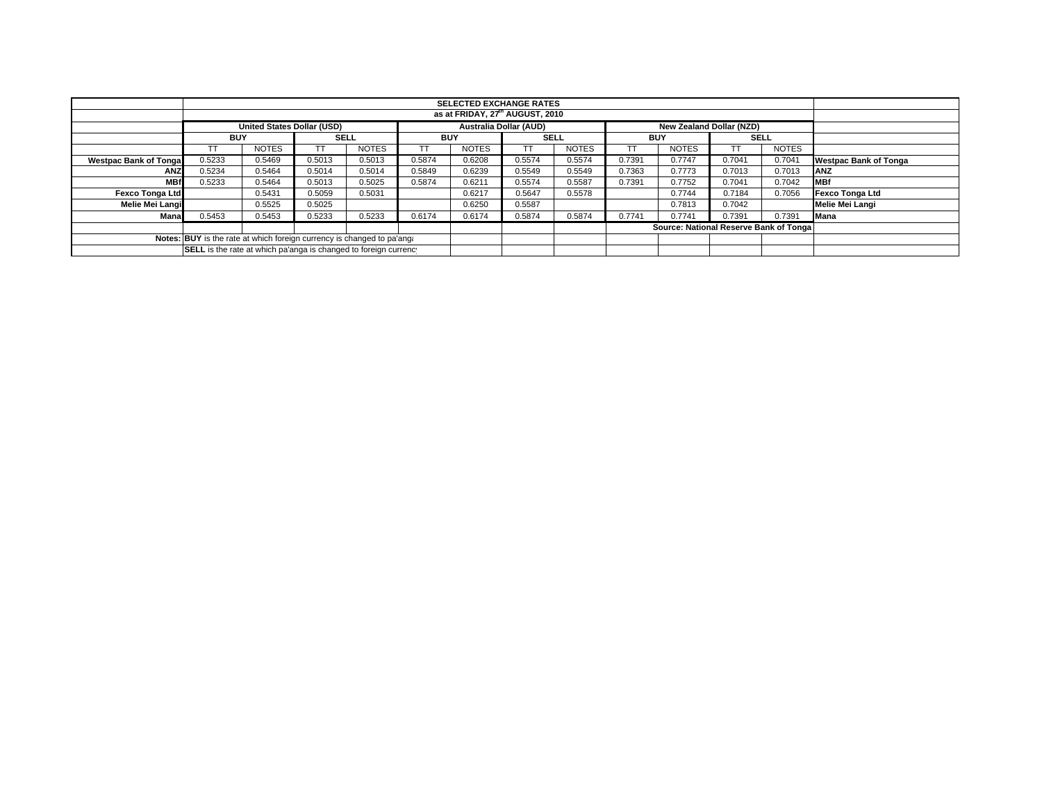| | SELECTED EXCHANGE RATES | | | | | | | | | | | | |
|---|---|---|---|---|---|---|---|---|---|---|---|---|---|
| | as at FRIDAY, 27th AUGUST, 2010 | | | | | | | | | | | | |
| | United States Dollar (USD) | | | | Australia Dollar (AUD) | | | | New Zealand Dollar (NZD) | | | | |
| | BUY | | SELL | | BUY | | SELL | | BUY | | SELL | | |
| | TT | NOTES | TT | NOTES | TT | NOTES | TT | NOTES | TT | NOTES | TT | NOTES | |
| Westpac Bank of Tonga | 0.5233 | 0.5469 | 0.5013 | 0.5013 | 0.5874 | 0.6208 | 0.5574 | 0.5574 | 0.7391 | 0.7747 | 0.7041 | 0.7041 | Westpac Bank of Tonga |
| ANZ | 0.5234 | 0.5464 | 0.5014 | 0.5014 | 0.5849 | 0.6239 | 0.5549 | 0.5549 | 0.7363 | 0.7773 | 0.7013 | 0.7013 | ANZ |
| MBf | 0.5233 | 0.5464 | 0.5013 | 0.5025 | 0.5874 | 0.6211 | 0.5574 | 0.5587 | 0.7391 | 0.7752 | 0.7041 | 0.7042 | MBf |
| Fexco Tonga Ltd | | 0.5431 | 0.5059 | 0.5031 | | 0.6217 | 0.5647 | 0.5578 | | 0.7744 | 0.7184 | 0.7056 | Fexco Tonga Ltd |
| Melie Mei Langi | | 0.5525 | 0.5025 | | | 0.6250 | 0.5587 | | | 0.7813 | 0.7042 | | Melie Mei Langi |
| Mana | 0.5453 | 0.5453 | 0.5233 | 0.5233 | 0.6174 | 0.6174 | 0.5874 | 0.5874 | 0.7741 | 0.7741 | 0.7391 | 0.7391 | Mana |
| | | | | | | | | | Source: National Reserve Bank of Tonga | | | | |
| Notes: | BUY is the rate at which foreign currency is changed to pa'anga | | | | | | | | | | | | |
| | SELL is the rate at which pa'anga is changed to foreign currency | | | | | | | | | | | | |